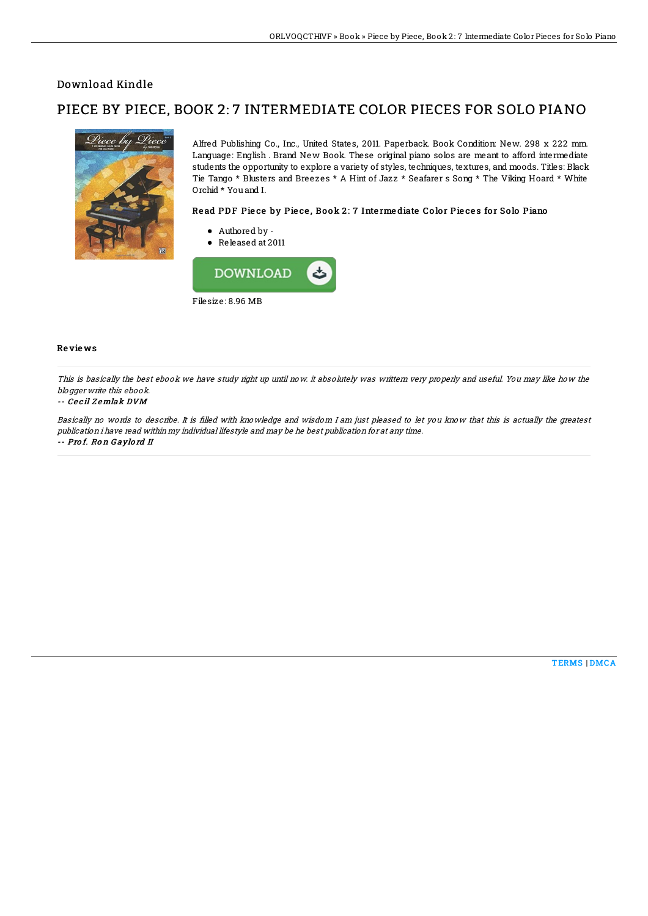Download Kindle

# PIECE BY PIECE, BOOK 2: 7 INTERMEDIATE COLOR PIECES FOR SOLO PIANO

Alfred Publishing Co., Inc., United States, 2011. Paperback. Book Condition: New. 298 x 222 mm. Language: English . Brand New Book. These original piano solos are meant to afford intermediate students the opportunity to explore a variety of styles, techniques, textures, and moods. Titles: Black Tie Tango * Blusters and Breezes * A Hint of Jazz * Seafarer s Song * The Viking Hoard * White Orchid * You and I.

### Read PDF Piece by Piece, Book 2: 7 Intermediate Color Pieces for Solo Piano

- Authored by -
- Released at 2011

DOWNLOAD

Filesize: 8.96 MB

### Reviews

*This is basically the best ebook we have study right up until now. it absolutely was writtern very properly and useful. You may like how the blogger write this ebook.*

*-- Cecil Zemlak DVM*

*Basically no words to describe. It is filled with knowledge and wisdom I am just pleased to let you know that this is actually the greatest publication i have read within my individual lifestyle and may be he best publication for at any time.*

*-- Prof. Ron Gaylord II*

TERMS | DMCA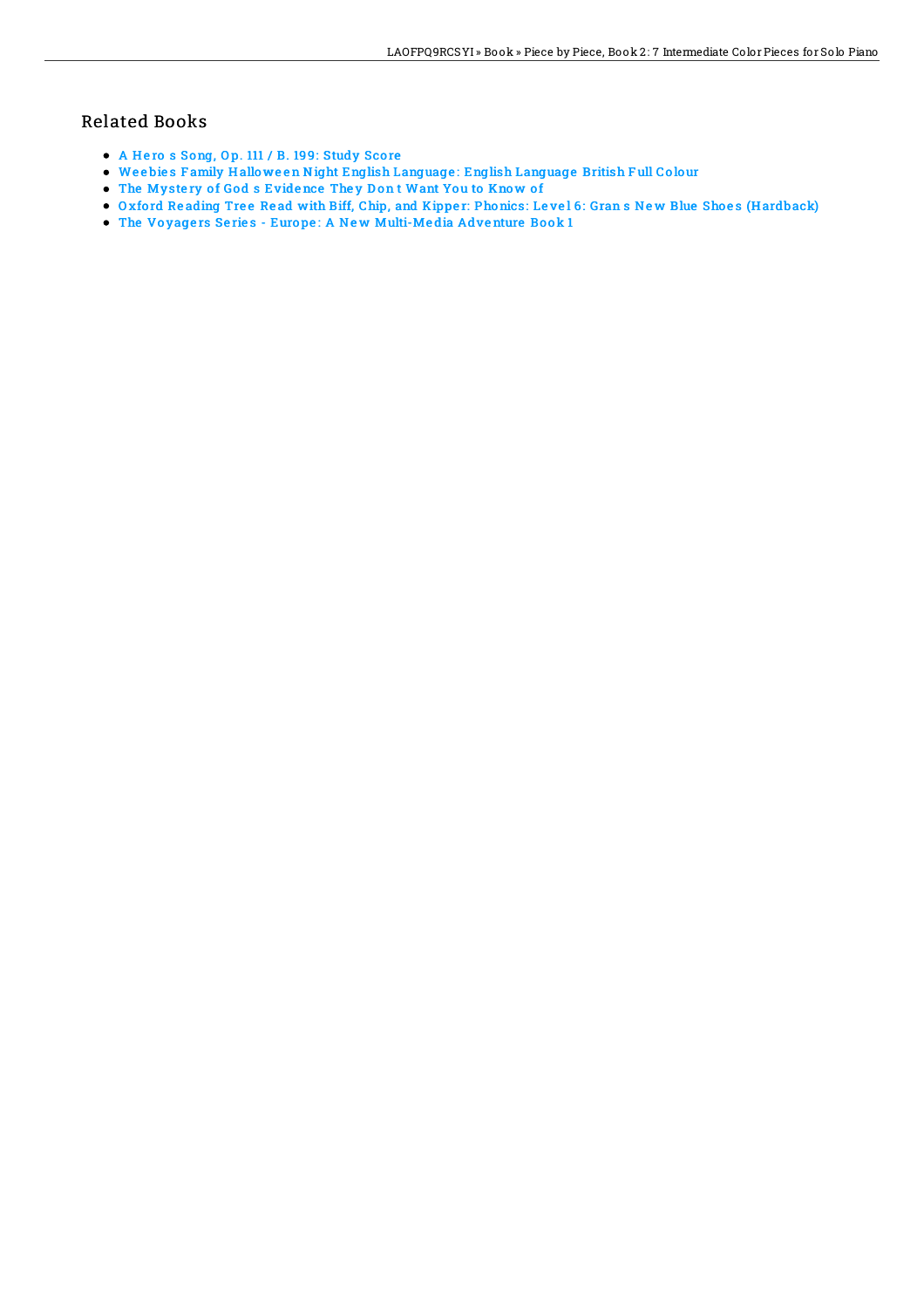## Related Books

- A Hero s Song, Op. 111 / B. 199: Study Score
- Weebies Family Halloween Night English Language: English Language British Full Colour
- The Mystery of God s Evidence They Don t Want You to Know of
- Oxford Reading Tree Read with Biff, Chip, and Kipper: Phonics: Level 6: Gran s New Blue Shoes (Hardback)
- The Voyagers Series - Europe: A New Multi-Media Adventure Book 1